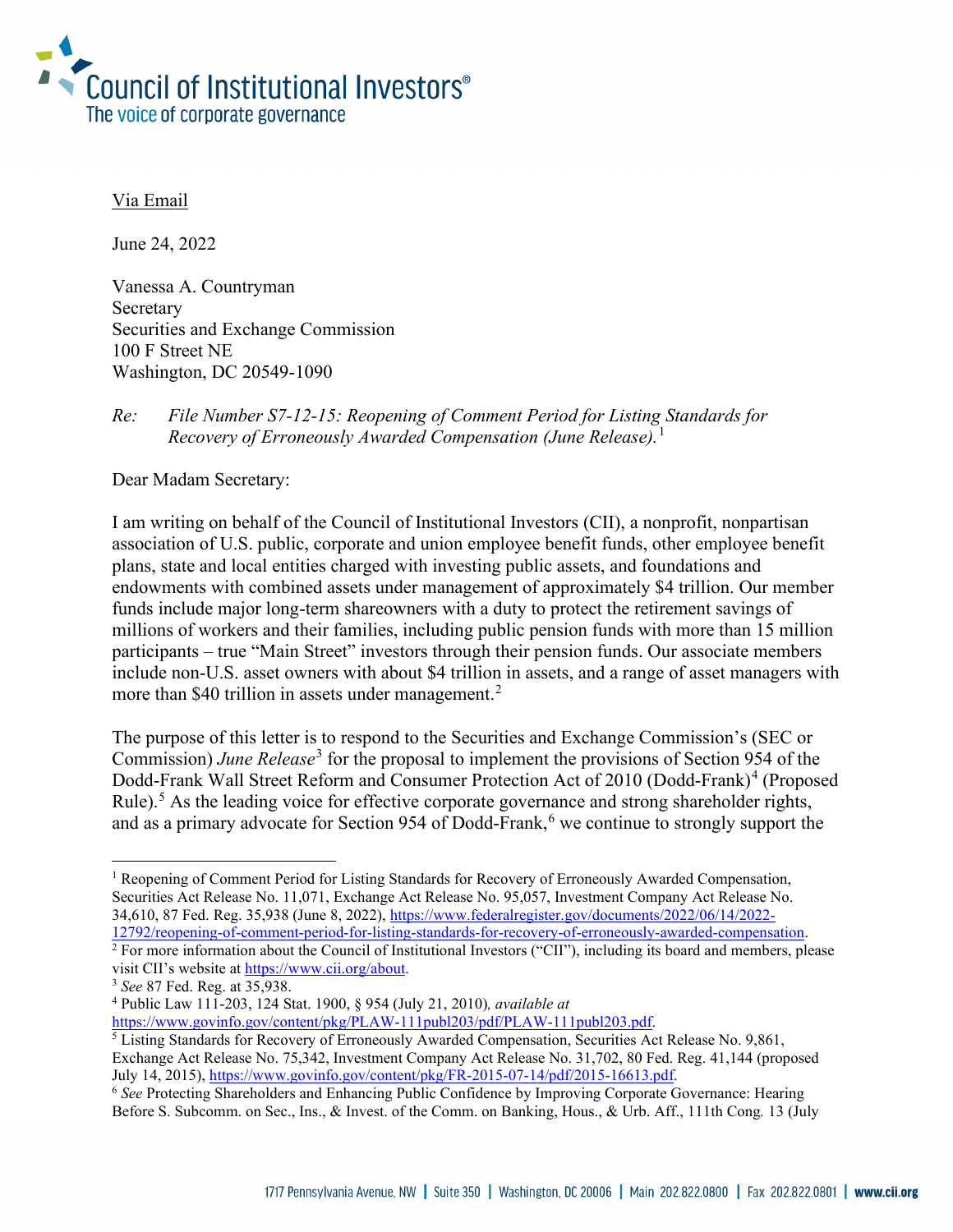# Council of Institutional Investors®

The voice of corporate governance

Via Email

June 24, 2022

Vanessa A. Countryman
Secretary
Securities and Exchange Commission
100 F Street NE
Washington, DC 20549-1090

*Re: File Number S7-12-15: Reopening of Comment Period for Listing Standards for Recovery of Erroneously Awarded Compensation (June Release).*[1]

Dear Madam Secretary:

I am writing on behalf of the Council of Institutional Investors (CII), a nonprofit, nonpartisan association of U.S. public, corporate and union employee benefit funds, other employee benefit plans, state and local entities charged with investing public assets, and foundations and endowments with combined assets under management of approximately $4 trillion. Our member funds include major long-term shareowners with a duty to protect the retirement savings of millions of workers and their families, including public pension funds with more than 15 million participants – true "Main Street" investors through their pension funds. Our associate members include non-U.S. asset owners with about $4 trillion in assets, and a range of asset managers with more than $40 trillion in assets under management.[2]

The purpose of this letter is to respond to the Securities and Exchange Commission's (SEC or Commission) *June Release*[3] for the proposal to implement the provisions of Section 954 of the Dodd-Frank Wall Street Reform and Consumer Protection Act of 2010 (Dodd-Frank)[4] (Proposed Rule).[5] As the leading voice for effective corporate governance and strong shareholder rights, and as a primary advocate for Section 954 of Dodd-Frank,[6] we continue to strongly support the

---

[1] Reopening of Comment Period for Listing Standards for Recovery of Erroneously Awarded Compensation, Securities Act Release No. 11,071, Exchange Act Release No. 95,057, Investment Company Act Release No. 34,610, 87 Fed. Reg. 35,938 (June 8, 2022), https://www.federalregister.gov/documents/2022/06/14/2022-12792/reopening-of-comment-period-for-listing-standards-for-recovery-of-erroneously-awarded-compensation.

[2] For more information about the Council of Institutional Investors ("CII"), including its board and members, please visit CII's website at https://www.cii.org/about.

[3] *See* 87 Fed. Reg. at 35,938.

[4] Public Law 111-203, 124 Stat. 1900, § 954 (July 21, 2010)*, available at* https://www.govinfo.gov/content/pkg/PLAW-111publ203/pdf/PLAW-111publ203.pdf.

[5] Listing Standards for Recovery of Erroneously Awarded Compensation, Securities Act Release No. 9,861, Exchange Act Release No. 75,342, Investment Company Act Release No. 31,702, 80 Fed. Reg. 41,144 (proposed July 14, 2015), https://www.govinfo.gov/content/pkg/FR-2015-07-14/pdf/2015-16613.pdf.

[6] *See* Protecting Shareholders and Enhancing Public Confidence by Improving Corporate Governance: Hearing Before S. Subcomm. on Sec., Ins., & Invest. of the Comm. on Banking, Hous., & Urb. Aff., 111th Cong. 13 (July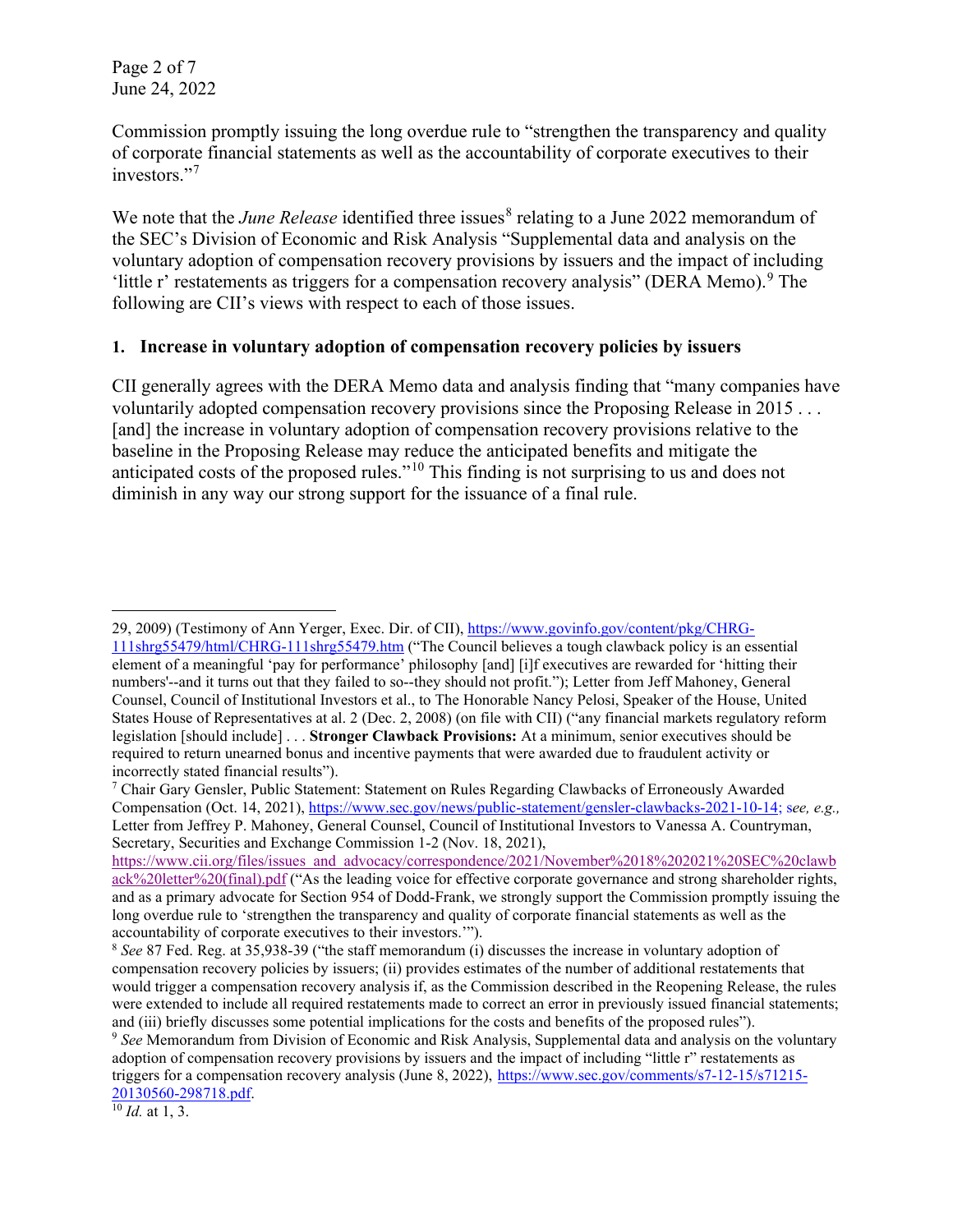Commission promptly issuing the long overdue rule to "strengthen the transparency and quality of corporate financial statements as well as the accountability of corporate executives to their investors."[7]

We note that the *June Release* identified three issues[8] relating to a June 2022 memorandum of the SEC's Division of Economic and Risk Analysis "Supplemental data and analysis on the voluntary adoption of compensation recovery provisions by issuers and the impact of including 'little r' restatements as triggers for a compensation recovery analysis" (DERA Memo).[9] The following are CII's views with respect to each of those issues.

### 1. Increase in voluntary adoption of compensation recovery policies by issuers

CII generally agrees with the DERA Memo data and analysis finding that "many companies have voluntarily adopted compensation recovery provisions since the Proposing Release in 2015 . . . [and] the increase in voluntary adoption of compensation recovery provisions relative to the baseline in the Proposing Release may reduce the anticipated benefits and mitigate the anticipated costs of the proposed rules."[10] This finding is not surprising to us and does not diminish in any way our strong support for the issuance of a final rule.

---

29, 2009) (Testimony of Ann Yerger, Exec. Dir. of CII), https://www.govinfo.gov/content/pkg/CHRG-111shrg55479/html/CHRG-111shrg55479.htm ("The Council believes a tough clawback policy is an essential element of a meaningful 'pay for performance' philosophy [and] [i]f executives are rewarded for 'hitting their numbers'--and it turns out that they failed to so--they should not profit."); Letter from Jeff Mahoney, General Counsel, Council of Institutional Investors et al., to The Honorable Nancy Pelosi, Speaker of the House, United States House of Representatives at al. 2 (Dec. 2, 2008) (on file with CII) ("any financial markets regulatory reform legislation [should include] . . . **Stronger Clawback Provisions:** At a minimum, senior executives should be required to return unearned bonus and incentive payments that were awarded due to fraudulent activity or incorrectly stated financial results").

[7] Chair Gary Gensler, Public Statement: Statement on Rules Regarding Clawbacks of Erroneously Awarded Compensation (Oct. 14, 2021), https://www.sec.gov/news/public-statement/gensler-clawbacks-2021-10-14; s*ee, e.g.,* Letter from Jeffrey P. Mahoney, General Counsel, Council of Institutional Investors to Vanessa A. Countryman, Secretary, Securities and Exchange Commission 1-2 (Nov. 18, 2021), https://www.cii.org/files/issues_and_advocacy/correspondence/2021/November%2018%202021%20SEC%20clawback%20letter%20(final).pdf ("As the leading voice for effective corporate governance and strong shareholder rights, and as a primary advocate for Section 954 of Dodd-Frank, we strongly support the Commission promptly issuing the long overdue rule to 'strengthen the transparency and quality of corporate financial statements as well as the accountability of corporate executives to their investors.'").

[8] *See* 87 Fed. Reg. at 35,938-39 ("the staff memorandum (i) discusses the increase in voluntary adoption of compensation recovery policies by issuers; (ii) provides estimates of the number of additional restatements that would trigger a compensation recovery analysis if, as the Commission described in the Reopening Release, the rules were extended to include all required restatements made to correct an error in previously issued financial statements; and (iii) briefly discusses some potential implications for the costs and benefits of the proposed rules").

[9] *See* Memorandum from Division of Economic and Risk Analysis, Supplemental data and analysis on the voluntary adoption of compensation recovery provisions by issuers and the impact of including "little r" restatements as triggers for a compensation recovery analysis (June 8, 2022), https://www.sec.gov/comments/s7-12-15/s71215-20130560-298718.pdf.

[10] *Id.* at 1, 3.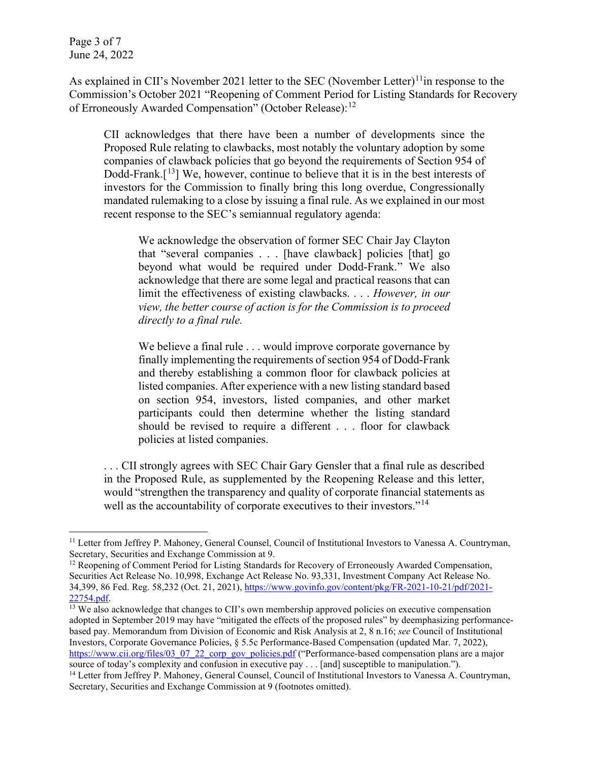As explained in CII's November 2021 letter to the SEC (November Letter)[11]in response to the Commission's October 2021 "Reopening of Comment Period for Listing Standards for Recovery of Erroneously Awarded Compensation" (October Release):[12]

> CII acknowledges that there have been a number of developments since the Proposed Rule relating to clawbacks, most notably the voluntary adoption by some companies of clawback policies that go beyond the requirements of Section 954 of Dodd-Frank.[[13]] We, however, continue to believe that it is in the best interests of investors for the Commission to finally bring this long overdue, Congressionally mandated rulemaking to a close by issuing a final rule. As we explained in our most recent response to the SEC's semiannual regulatory agenda:
>
> > We acknowledge the observation of former SEC Chair Jay Clayton that "several companies . . . [have clawback] policies [that] go beyond what would be required under Dodd-Frank." We also acknowledge that there are some legal and practical reasons that can limit the effectiveness of existing clawbacks. . . . *However, in our view, the better course of action is for the Commission is to proceed directly to a final rule.*
> >
> > We believe a final rule . . . would improve corporate governance by finally implementing the requirements of section 954 of Dodd-Frank and thereby establishing a common floor for clawback policies at listed companies. After experience with a new listing standard based on section 954, investors, listed companies, and other market participants could then determine whether the listing standard should be revised to require a different . . . floor for clawback policies at listed companies.
>
> . . . CII strongly agrees with SEC Chair Gary Gensler that a final rule as described in the Proposed Rule, as supplemented by the Reopening Release and this letter, would "strengthen the transparency and quality of corporate financial statements as well as the accountability of corporate executives to their investors."[14]

---

[11] Letter from Jeffrey P. Mahoney, General Counsel, Council of Institutional Investors to Vanessa A. Countryman, Secretary, Securities and Exchange Commission at 9.

[12] Reopening of Comment Period for Listing Standards for Recovery of Erroneously Awarded Compensation, Securities Act Release No. 10,998, Exchange Act Release No. 93,331, Investment Company Act Release No. 34,399, 86 Fed. Reg. 58,232 (Oct. 21, 2021), https://www.govinfo.gov/content/pkg/FR-2021-10-21/pdf/2021-22754.pdf.

[13] We also acknowledge that changes to CII's own membership approved policies on executive compensation adopted in September 2019 may have "mitigated the effects of the proposed rules" by deemphasizing performance-based pay. Memorandum from Division of Economic and Risk Analysis at 2, 8 n.16; *see* Council of Institutional Investors, Corporate Governance Policies, § 5.5c Performance-Based Compensation (updated Mar. 7, 2022), https://www.cii.org/files/03_07_22_corp_gov_policies.pdf ("Performance-based compensation plans are a major source of today's complexity and confusion in executive pay . . . [and] susceptible to manipulation.").

[14] Letter from Jeffrey P. Mahoney, General Counsel, Council of Institutional Investors to Vanessa A. Countryman, Secretary, Securities and Exchange Commission at 9 (footnotes omitted).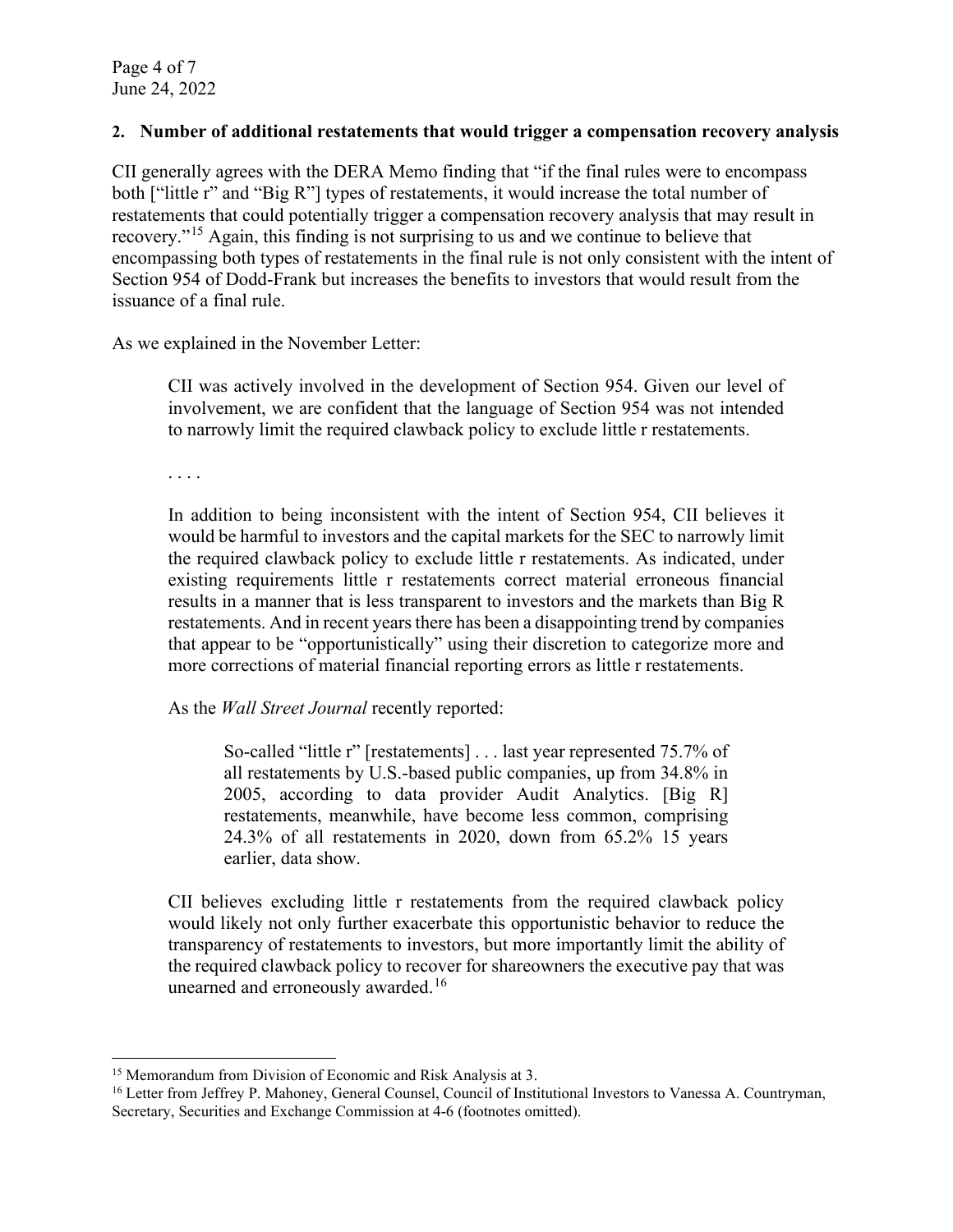**2. Number of additional restatements that would trigger a compensation recovery analysis**

CII generally agrees with the DERA Memo finding that "if the final rules were to encompass both ["little r" and "Big R"] types of restatements, it would increase the total number of restatements that could potentially trigger a compensation recovery analysis that may result in recovery."[15] Again, this finding is not surprising to us and we continue to believe that encompassing both types of restatements in the final rule is not only consistent with the intent of Section 954 of Dodd-Frank but increases the benefits to investors that would result from the issuance of a final rule.

As we explained in the November Letter:

> CII was actively involved in the development of Section 954. Given our level of involvement, we are confident that the language of Section 954 was not intended to narrowly limit the required clawback policy to exclude little r restatements.
>
> . . . .
>
> In addition to being inconsistent with the intent of Section 954, CII believes it would be harmful to investors and the capital markets for the SEC to narrowly limit the required clawback policy to exclude little r restatements. As indicated, under existing requirements little r restatements correct material erroneous financial results in a manner that is less transparent to investors and the markets than Big R restatements. And in recent years there has been a disappointing trend by companies that appear to be "opportunistically" using their discretion to categorize more and more corrections of material financial reporting errors as little r restatements.
>
> As the *Wall Street Journal* recently reported:
>
> > So-called "little r" [restatements] . . . last year represented 75.7% of all restatements by U.S.-based public companies, up from 34.8% in 2005, according to data provider Audit Analytics. [Big R] restatements, meanwhile, have become less common, comprising 24.3% of all restatements in 2020, down from 65.2% 15 years earlier, data show.
>
> CII believes excluding little r restatements from the required clawback policy would likely not only further exacerbate this opportunistic behavior to reduce the transparency of restatements to investors, but more importantly limit the ability of the required clawback policy to recover for shareowners the executive pay that was unearned and erroneously awarded.[16]

---

[15] Memorandum from Division of Economic and Risk Analysis at 3.

[16] Letter from Jeffrey P. Mahoney, General Counsel, Council of Institutional Investors to Vanessa A. Countryman, Secretary, Securities and Exchange Commission at 4-6 (footnotes omitted).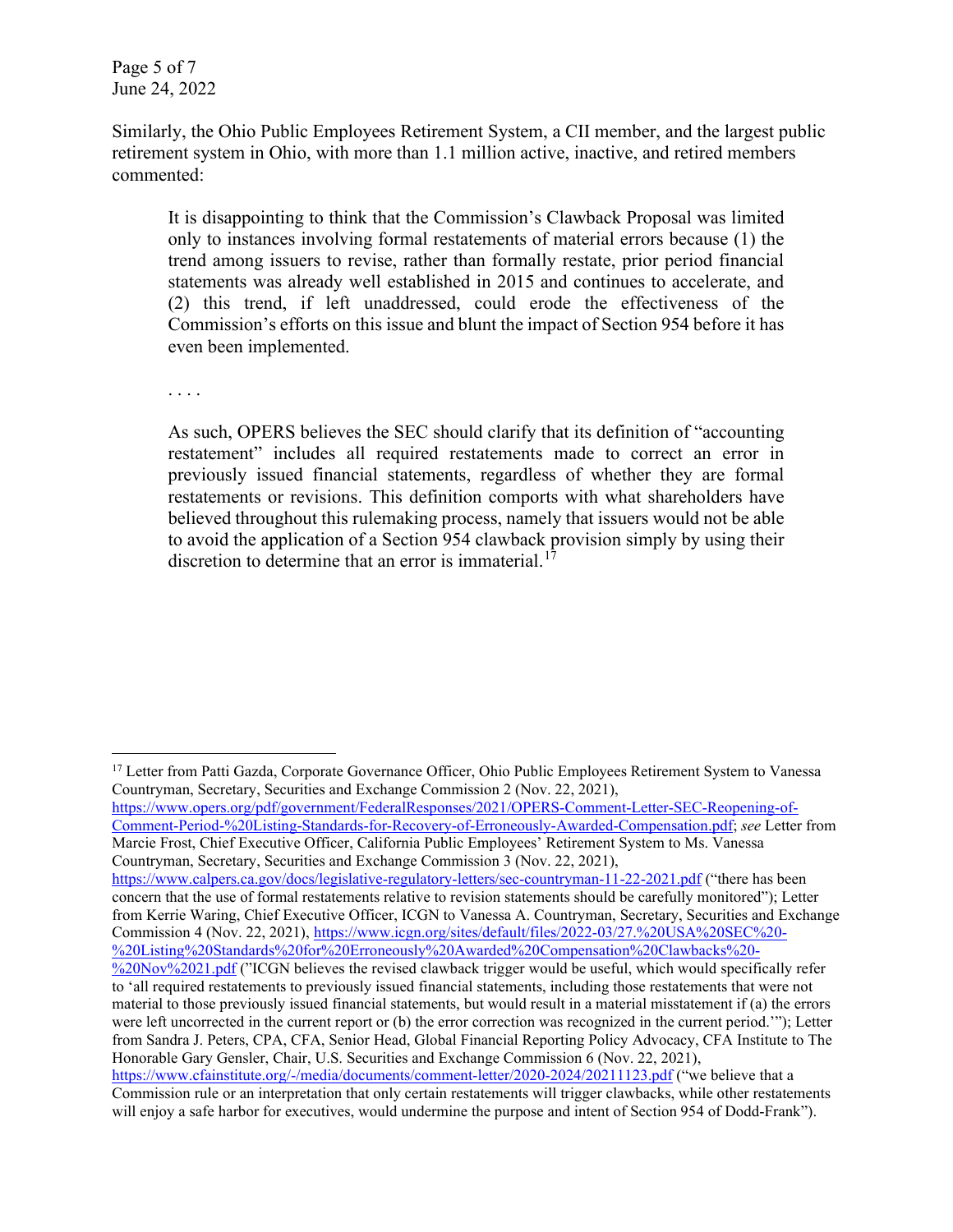Similarly, the Ohio Public Employees Retirement System, a CII member, and the largest public retirement system in Ohio, with more than 1.1 million active, inactive, and retired members commented:

> It is disappointing to think that the Commission's Clawback Proposal was limited only to instances involving formal restatements of material errors because (1) the trend among issuers to revise, rather than formally restate, prior period financial statements was already well established in 2015 and continues to accelerate, and (2) this trend, if left unaddressed, could erode the effectiveness of the Commission's efforts on this issue and blunt the impact of Section 954 before it has even been implemented.
>
> . . . .
>
> As such, OPERS believes the SEC should clarify that its definition of "accounting restatement" includes all required restatements made to correct an error in previously issued financial statements, regardless of whether they are formal restatements or revisions. This definition comports with what shareholders have believed throughout this rulemaking process, namely that issuers would not be able to avoid the application of a Section 954 clawback provision simply by using their discretion to determine that an error is immaterial.[17]

---

[17] Letter from Patti Gazda, Corporate Governance Officer, Ohio Public Employees Retirement System to Vanessa Countryman, Secretary, Securities and Exchange Commission 2 (Nov. 22, 2021), https://www.opers.org/pdf/government/FederalResponses/2021/OPERS-Comment-Letter-SEC-Reopening-of-Comment-Period-%20Listing-Standards-for-Recovery-of-Erroneously-Awarded-Compensation.pdf; *see* Letter from Marcie Frost, Chief Executive Officer, California Public Employees' Retirement System to Ms. Vanessa Countryman, Secretary, Securities and Exchange Commission 3 (Nov. 22, 2021), https://www.calpers.ca.gov/docs/legislative-regulatory-letters/sec-countryman-11-22-2021.pdf ("there has been concern that the use of formal restatements relative to revision statements should be carefully monitored"); Letter from Kerrie Waring, Chief Executive Officer, ICGN to Vanessa A. Countryman, Secretary, Securities and Exchange Commission 4 (Nov. 22, 2021), https://www.icgn.org/sites/default/files/2022-03/27.%20USA%20SEC%20-%20Listing%20Standards%20for%20Erroneously%20Awarded%20Compensation%20Clawbacks%20-%20Nov%2021.pdf ("ICGN believes the revised clawback trigger would be useful, which would specifically refer to 'all required restatements to previously issued financial statements, including those restatements that were not material to those previously issued financial statements, but would result in a material misstatement if (a) the errors were left uncorrected in the current report or (b) the error correction was recognized in the current period.'"); Letter from Sandra J. Peters, CPA, CFA, Senior Head, Global Financial Reporting Policy Advocacy, CFA Institute to The Honorable Gary Gensler, Chair, U.S. Securities and Exchange Commission 6 (Nov. 22, 2021), https://www.cfainstitute.org/-/media/documents/comment-letter/2020-2024/20211123.pdf ("we believe that a Commission rule or an interpretation that only certain restatements will trigger clawbacks, while other restatements will enjoy a safe harbor for executives, would undermine the purpose and intent of Section 954 of Dodd-Frank").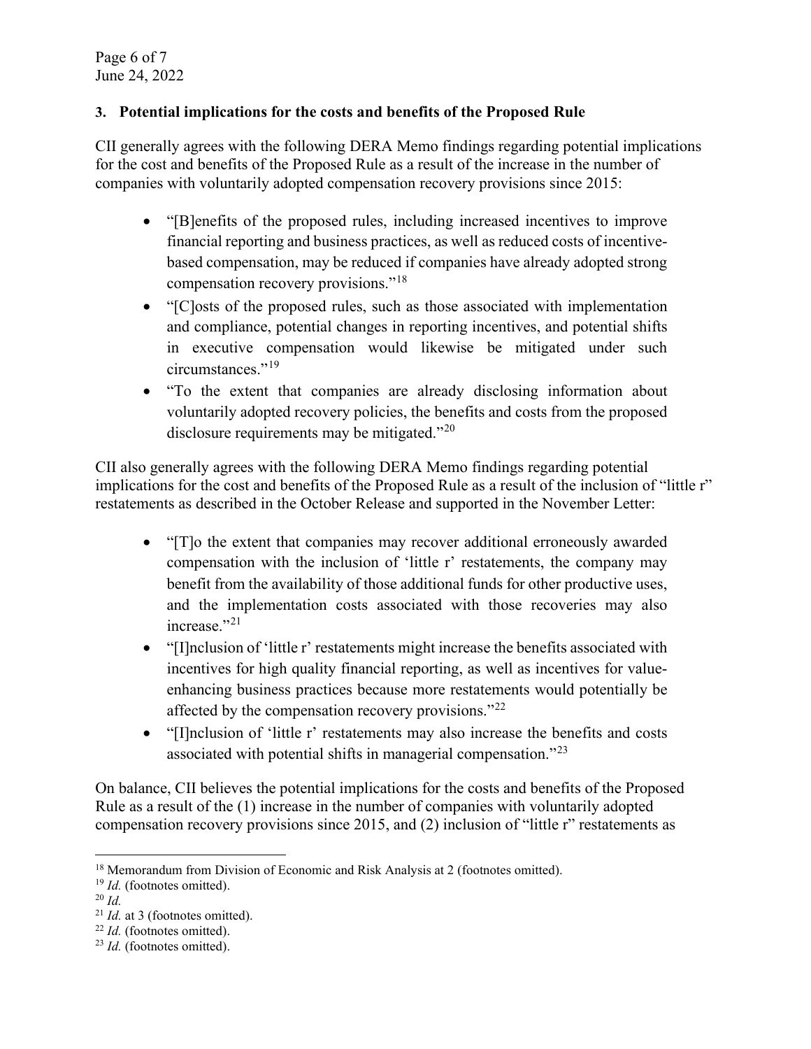### 3. Potential implications for the costs and benefits of the Proposed Rule

CII generally agrees with the following DERA Memo findings regarding potential implications for the cost and benefits of the Proposed Rule as a result of the increase in the number of companies with voluntarily adopted compensation recovery provisions since 2015:

- "[B]enefits of the proposed rules, including increased incentives to improve financial reporting and business practices, as well as reduced costs of incentive-based compensation, may be reduced if companies have already adopted strong compensation recovery provisions."[18]
- "[C]osts of the proposed rules, such as those associated with implementation and compliance, potential changes in reporting incentives, and potential shifts in executive compensation would likewise be mitigated under such circumstances."[19]
- "To the extent that companies are already disclosing information about voluntarily adopted recovery policies, the benefits and costs from the proposed disclosure requirements may be mitigated."[20]

CII also generally agrees with the following DERA Memo findings regarding potential implications for the cost and benefits of the Proposed Rule as a result of the inclusion of "little r" restatements as described in the October Release and supported in the November Letter:

- "[T]o the extent that companies may recover additional erroneously awarded compensation with the inclusion of 'little r' restatements, the company may benefit from the availability of those additional funds for other productive uses, and the implementation costs associated with those recoveries may also increase."[21]
- "[I]nclusion of 'little r' restatements might increase the benefits associated with incentives for high quality financial reporting, as well as incentives for value-enhancing business practices because more restatements would potentially be affected by the compensation recovery provisions."[22]
- "[I]nclusion of 'little r' restatements may also increase the benefits and costs associated with potential shifts in managerial compensation."[23]

On balance, CII believes the potential implications for the costs and benefits of the Proposed Rule as a result of the (1) increase in the number of companies with voluntarily adopted compensation recovery provisions since 2015, and (2) inclusion of "little r" restatements as

---

[18] Memorandum from Division of Economic and Risk Analysis at 2 (footnotes omitted).

[19] *Id.* (footnotes omitted).

[20] *Id.*

[21] *Id.* at 3 (footnotes omitted).

[22] *Id.* (footnotes omitted).

[23] *Id.* (footnotes omitted).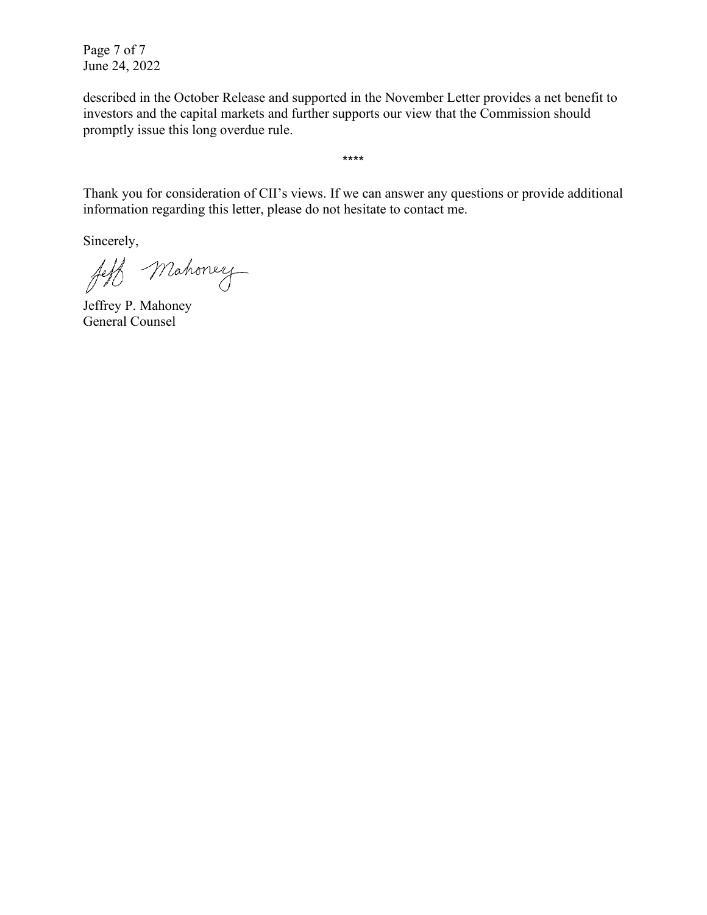described in the October Release and supported in the November Letter provides a net benefit to investors and the capital markets and further supports our view that the Commission should promptly issue this long overdue rule.

****

Thank you for consideration of CII's views. If we can answer any questions or provide additional information regarding this letter, please do not hesitate to contact me.

Sincerely,

Jeffrey P. Mahoney
General Counsel